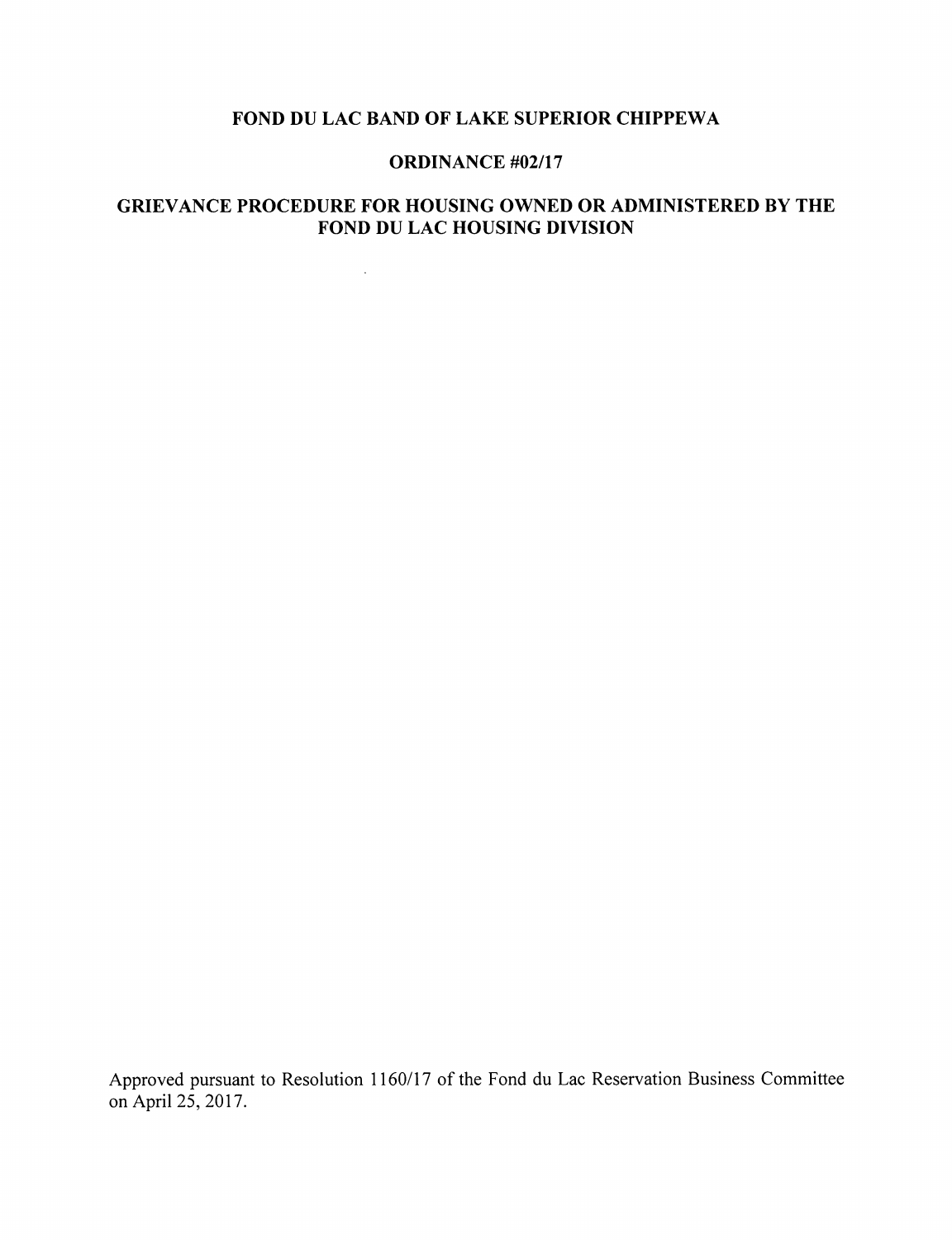# FOND DU LAC BAND OF LAKE SUPERIOR CHIPPEWA

## ORDINANCE #02/17

## GRIEVANCE PROCEDURE FOR HOUSING OWNED OR ADMINISTERED BY THE FOND DU LAC HOUSING DIVISION

Approved pursuant to Resolution 1160/17 of the Fond du Lac Reservation Business Committee on April 25, 2017.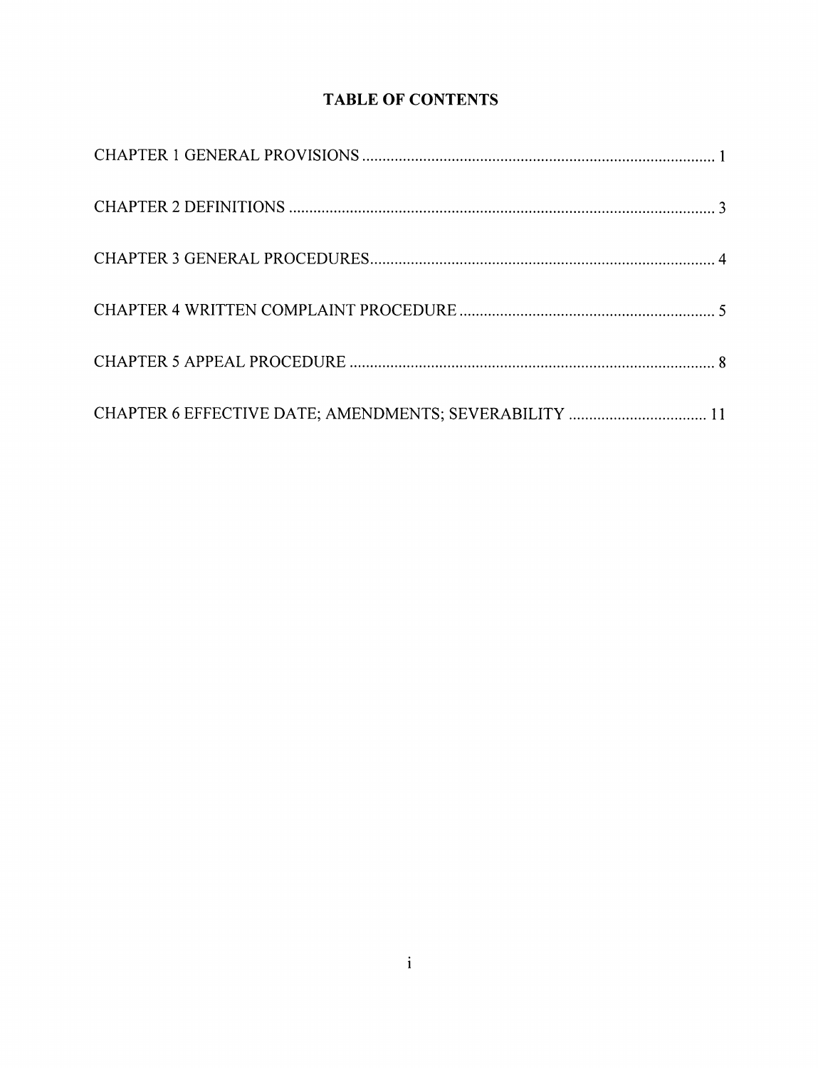# TABLE OF CONTENTS

CHAPTER 1 GENERAL PROVISIONS ........................................................................................ 1

CHAPTER 2 DEFINITIONS .......................................................................................................... 3

CHAPTER 3 GENERAL PROCEDURES...................................................................................... 4

CHAPTER 4 WRITTEN COMPLAINT PROCEDURE ................................................................ 5

CHAPTER 5 APPEAL PROCEDURE ........................................................................................... 8

CHAPTER 6 EFFECTIVE DATE; AMENDMENTS; SEVERABILITY .................................. 11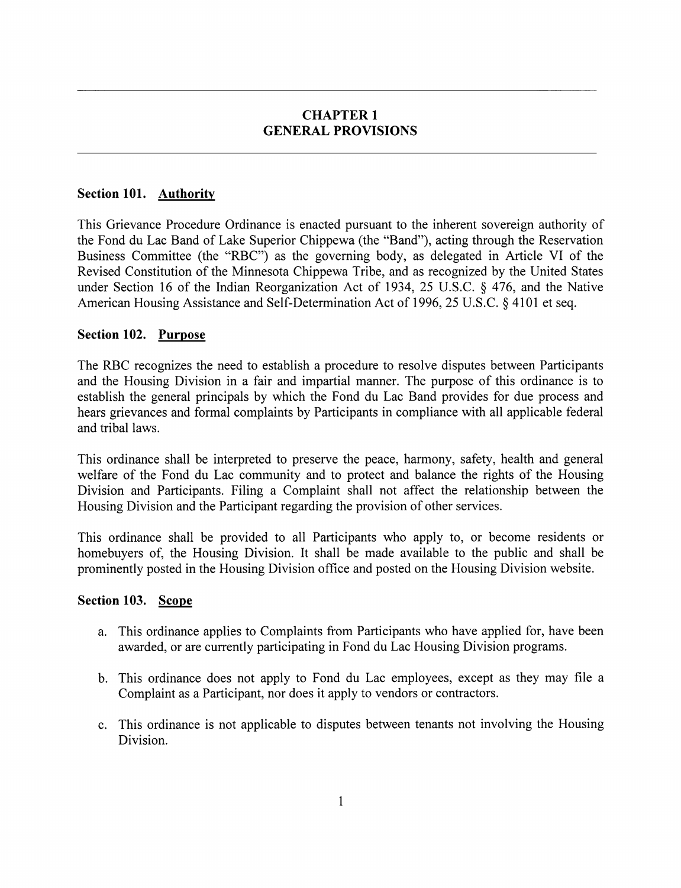# CHAPTER 1
# GENERAL PROVISIONS

### Section 101. Authority

This Grievance Procedure Ordinance is enacted pursuant to the inherent sovereign authority of the Fond du Lac Band of Lake Superior Chippewa (the "Band"), acting through the Reservation Business Committee (the "RBC") as the governing body, as delegated in Article VI of the Revised Constitution of the Minnesota Chippewa Tribe, and as recognized by the United States under Section 16 of the Indian Reorganization Act of 1934, 25 U.S.C. § 476, and the Native American Housing Assistance and Self-Determination Act of 1996, 25 U.S.C. § 4101 et seq.

### Section 102. Purpose

The RBC recognizes the need to establish a procedure to resolve disputes between Participants and the Housing Division in a fair and impartial manner. The purpose of this ordinance is to establish the general principals by which the Fond du Lac Band provides for due process and hears grievances and formal complaints by Participants in compliance with all applicable federal and tribal laws.

This ordinance shall be interpreted to preserve the peace, harmony, safety, health and general welfare of the Fond du Lac community and to protect and balance the rights of the Housing Division and Participants. Filing a Complaint shall not affect the relationship between the Housing Division and the Participant regarding the provision of other services.

This ordinance shall be provided to all Participants who apply to, or become residents or homebuyers of, the Housing Division. It shall be made available to the public and shall be prominently posted in the Housing Division office and posted on the Housing Division website.

### Section 103. Scope

a. This ordinance applies to Complaints from Participants who have applied for, have been awarded, or are currently participating in Fond du Lac Housing Division programs.

b. This ordinance does not apply to Fond du Lac employees, except as they may file a Complaint as a Participant, nor does it apply to vendors or contractors.

c. This ordinance is not applicable to disputes between tenants not involving the Housing Division.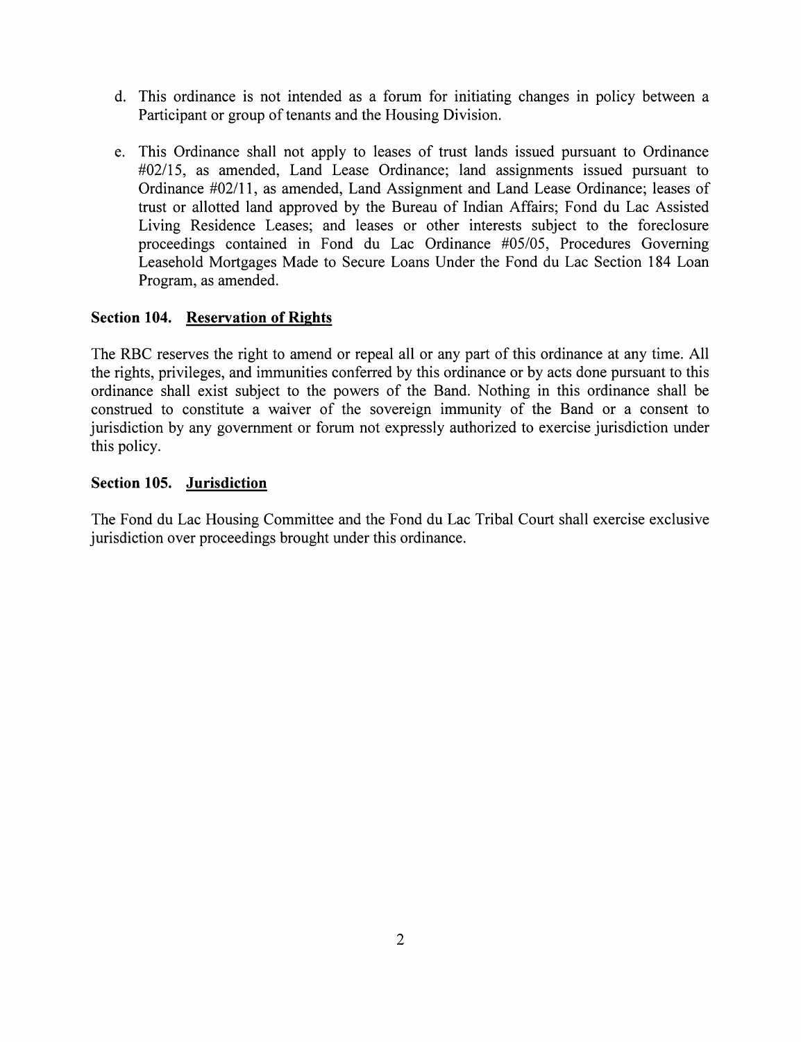d. This ordinance is not intended as a forum for initiating changes in policy between a Participant or group of tenants and the Housing Division.

e. This Ordinance shall not apply to leases of trust lands issued pursuant to Ordinance #02/15, as amended, Land Lease Ordinance; land assignments issued pursuant to Ordinance #02/11, as amended, Land Assignment and Land Lease Ordinance; leases of trust or allotted land approved by the Bureau of Indian Affairs; Fond du Lac Assisted Living Residence Leases; and leases or other interests subject to the foreclosure proceedings contained in Fond du Lac Ordinance #05/05, Procedures Governing Leasehold Mortgages Made to Secure Loans Under the Fond du Lac Section 184 Loan Program, as amended.

**Section 104. Reservation of Rights**

The RBC reserves the right to amend or repeal all or any part of this ordinance at any time. All the rights, privileges, and immunities conferred by this ordinance or by acts done pursuant to this ordinance shall exist subject to the powers of the Band. Nothing in this ordinance shall be construed to constitute a waiver of the sovereign immunity of the Band or a consent to jurisdiction by any government or forum not expressly authorized to exercise jurisdiction under this policy.

**Section 105. Jurisdiction**

The Fond du Lac Housing Committee and the Fond du Lac Tribal Court shall exercise exclusive jurisdiction over proceedings brought under this ordinance.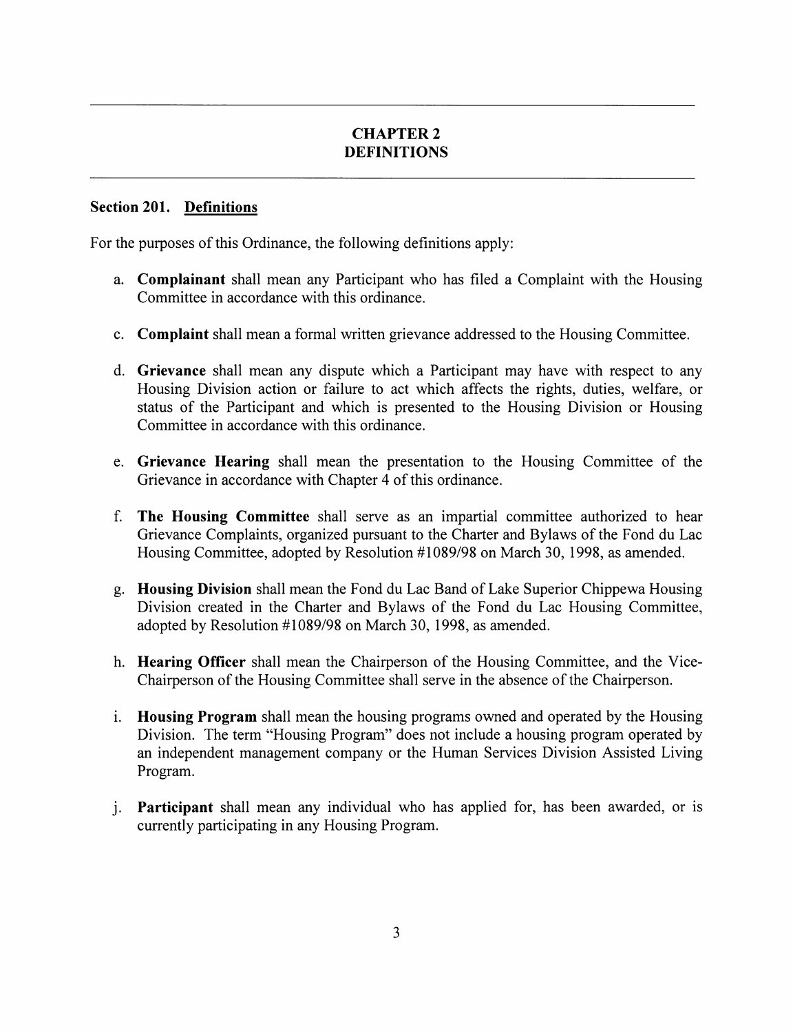## CHAPTER 2
## DEFINITIONS

### Section 201. Definitions

For the purposes of this Ordinance, the following definitions apply:

a. **Complainant** shall mean any Participant who has filed a Complaint with the Housing Committee in accordance with this ordinance.

c. **Complaint** shall mean a formal written grievance addressed to the Housing Committee.

d. **Grievance** shall mean any dispute which a Participant may have with respect to any Housing Division action or failure to act which affects the rights, duties, welfare, or status of the Participant and which is presented to the Housing Division or Housing Committee in accordance with this ordinance.

e. **Grievance Hearing** shall mean the presentation to the Housing Committee of the Grievance in accordance with Chapter 4 of this ordinance.

f. **The Housing Committee** shall serve as an impartial committee authorized to hear Grievance Complaints, organized pursuant to the Charter and Bylaws of the Fond du Lac Housing Committee, adopted by Resolution #1089/98 on March 30, 1998, as amended.

g. **Housing Division** shall mean the Fond du Lac Band of Lake Superior Chippewa Housing Division created in the Charter and Bylaws of the Fond du Lac Housing Committee, adopted by Resolution #1089/98 on March 30, 1998, as amended.

h. **Hearing Officer** shall mean the Chairperson of the Housing Committee, and the Vice-Chairperson of the Housing Committee shall serve in the absence of the Chairperson.

i. **Housing Program** shall mean the housing programs owned and operated by the Housing Division. The term "Housing Program" does not include a housing program operated by an independent management company or the Human Services Division Assisted Living Program.

j. **Participant** shall mean any individual who has applied for, has been awarded, or is currently participating in any Housing Program.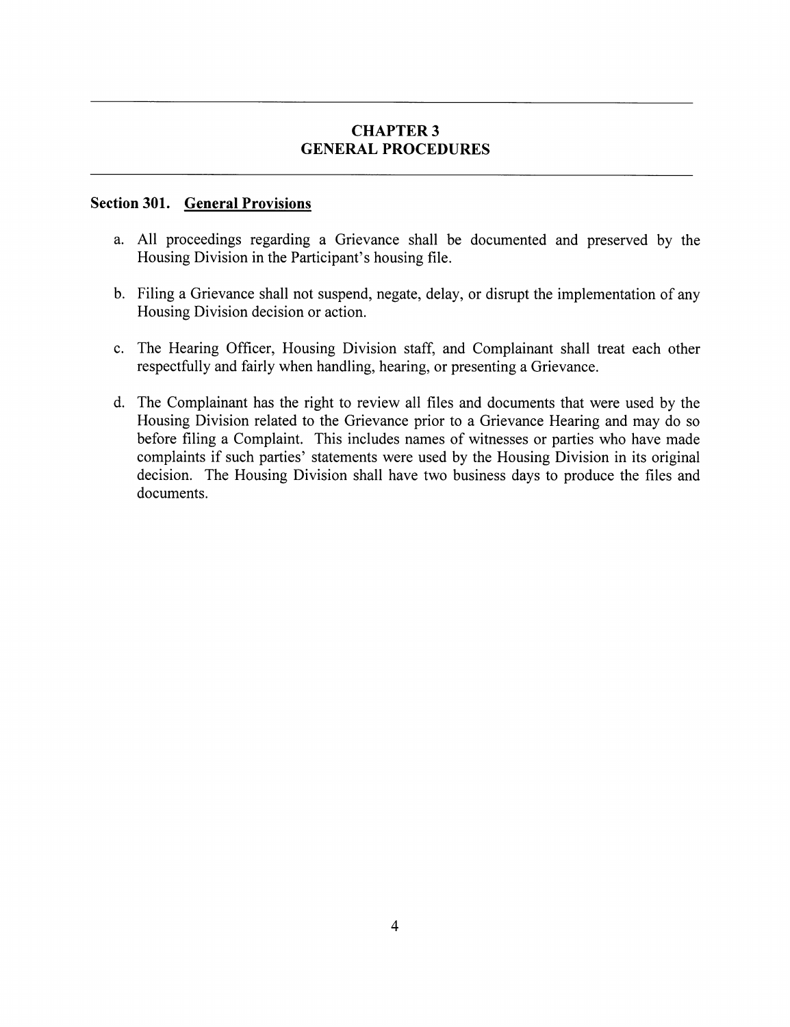# CHAPTER 3
# GENERAL PROCEDURES

## Section 301. <u>General Provisions</u>

a. All proceedings regarding a Grievance shall be documented and preserved by the Housing Division in the Participant's housing file.

b. Filing a Grievance shall not suspend, negate, delay, or disrupt the implementation of any Housing Division decision or action.

c. The Hearing Officer, Housing Division staff, and Complainant shall treat each other respectfully and fairly when handling, hearing, or presenting a Grievance.

d. The Complainant has the right to review all files and documents that were used by the Housing Division related to the Grievance prior to a Grievance Hearing and may do so before filing a Complaint. This includes names of witnesses or parties who have made complaints if such parties' statements were used by the Housing Division in its original decision. The Housing Division shall have two business days to produce the files and documents.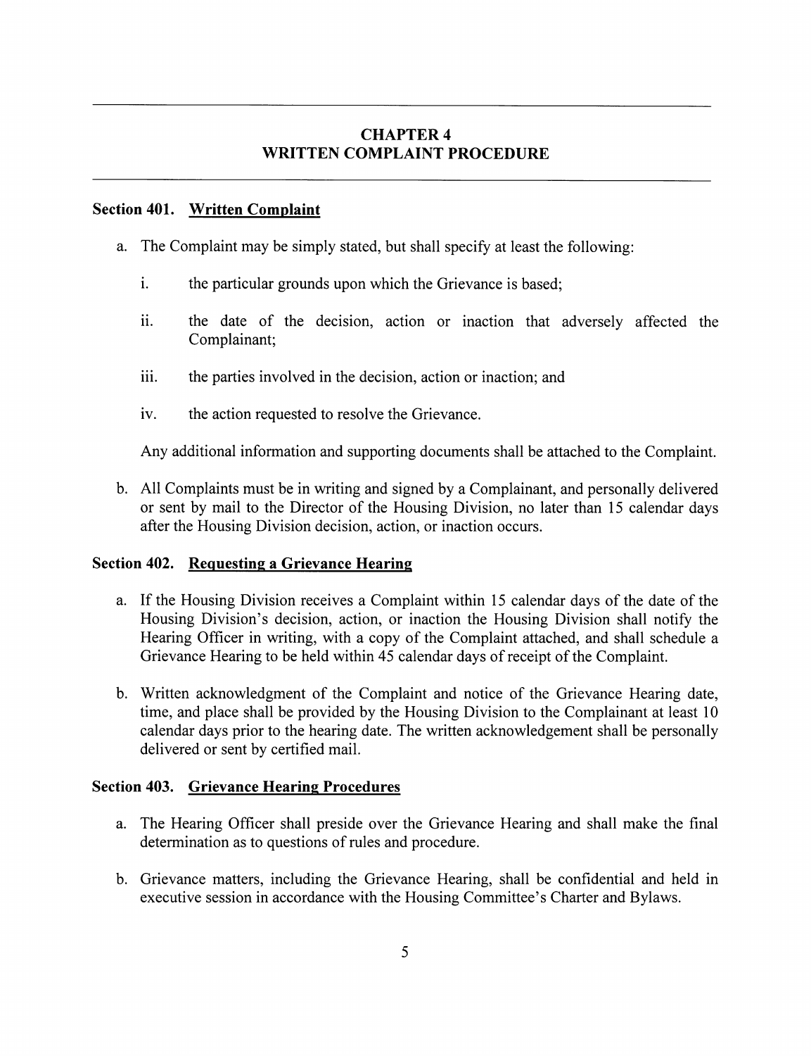# CHAPTER 4
# WRITTEN COMPLAINT PROCEDURE

## Section 401. <u>Written Complaint</u>

a. The Complaint may be simply stated, but shall specify at least the following:

   i. the particular grounds upon which the Grievance is based;

   ii. the date of the decision, action or inaction that adversely affected the Complainant;

   iii. the parties involved in the decision, action or inaction; and

   iv. the action requested to resolve the Grievance.

   Any additional information and supporting documents shall be attached to the Complaint.

b. All Complaints must be in writing and signed by a Complainant, and personally delivered or sent by mail to the Director of the Housing Division, no later than 15 calendar days after the Housing Division decision, action, or inaction occurs.

## Section 402. <u>Requesting a Grievance Hearing</u>

a. If the Housing Division receives a Complaint within 15 calendar days of the date of the Housing Division's decision, action, or inaction the Housing Division shall notify the Hearing Officer in writing, with a copy of the Complaint attached, and shall schedule a Grievance Hearing to be held within 45 calendar days of receipt of the Complaint.

b. Written acknowledgment of the Complaint and notice of the Grievance Hearing date, time, and place shall be provided by the Housing Division to the Complainant at least 10 calendar days prior to the hearing date. The written acknowledgement shall be personally delivered or sent by certified mail.

## Section 403. <u>Grievance Hearing Procedures</u>

a. The Hearing Officer shall preside over the Grievance Hearing and shall make the final determination as to questions of rules and procedure.

b. Grievance matters, including the Grievance Hearing, shall be confidential and held in executive session in accordance with the Housing Committee's Charter and Bylaws.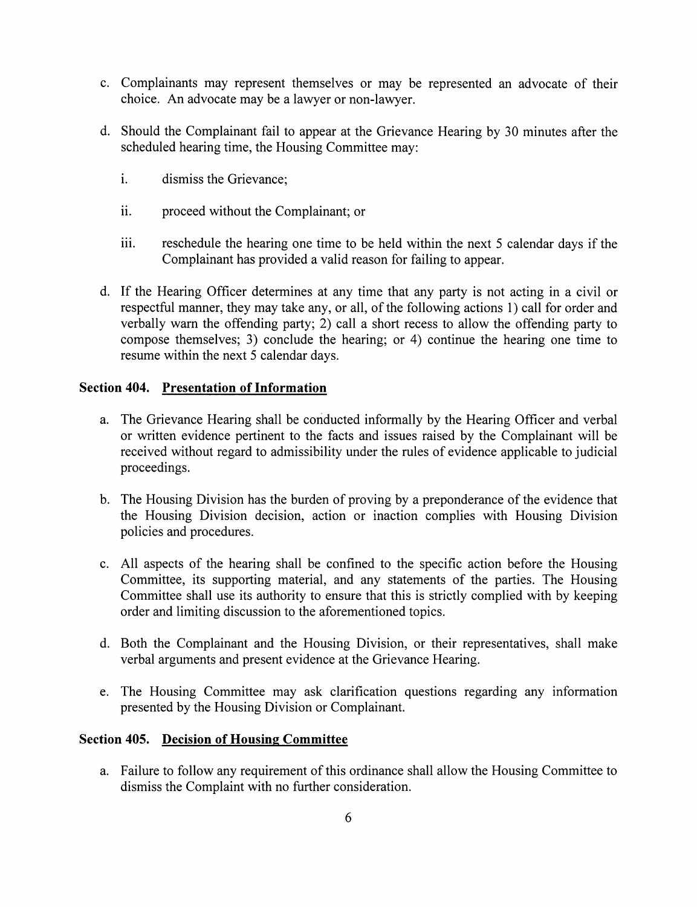c. Complainants may represent themselves or may be represented an advocate of their choice. An advocate may be a lawyer or non-lawyer.

d. Should the Complainant fail to appear at the Grievance Hearing by 30 minutes after the scheduled hearing time, the Housing Committee may:

   i. dismiss the Grievance;

   ii. proceed without the Complainant; or

   iii. reschedule the hearing one time to be held within the next 5 calendar days if the Complainant has provided a valid reason for failing to appear.

d. If the Hearing Officer determines at any time that any party is not acting in a civil or respectful manner, they may take any, or all, of the following actions 1) call for order and verbally warn the offending party; 2) call a short recess to allow the offending party to compose themselves; 3) conclude the hearing; or 4) continue the hearing one time to resume within the next 5 calendar days.

**Section 404. <u>Presentation of Information</u>**

a. The Grievance Hearing shall be conducted informally by the Hearing Officer and verbal or written evidence pertinent to the facts and issues raised by the Complainant will be received without regard to admissibility under the rules of evidence applicable to judicial proceedings.

b. The Housing Division has the burden of proving by a preponderance of the evidence that the Housing Division decision, action or inaction complies with Housing Division policies and procedures.

c. All aspects of the hearing shall be confined to the specific action before the Housing Committee, its supporting material, and any statements of the parties. The Housing Committee shall use its authority to ensure that this is strictly complied with by keeping order and limiting discussion to the aforementioned topics.

d. Both the Complainant and the Housing Division, or their representatives, shall make verbal arguments and present evidence at the Grievance Hearing.

e. The Housing Committee may ask clarification questions regarding any information presented by the Housing Division or Complainant.

**Section 405. <u>Decision of Housing Committee</u>**

a. Failure to follow any requirement of this ordinance shall allow the Housing Committee to dismiss the Complaint with no further consideration.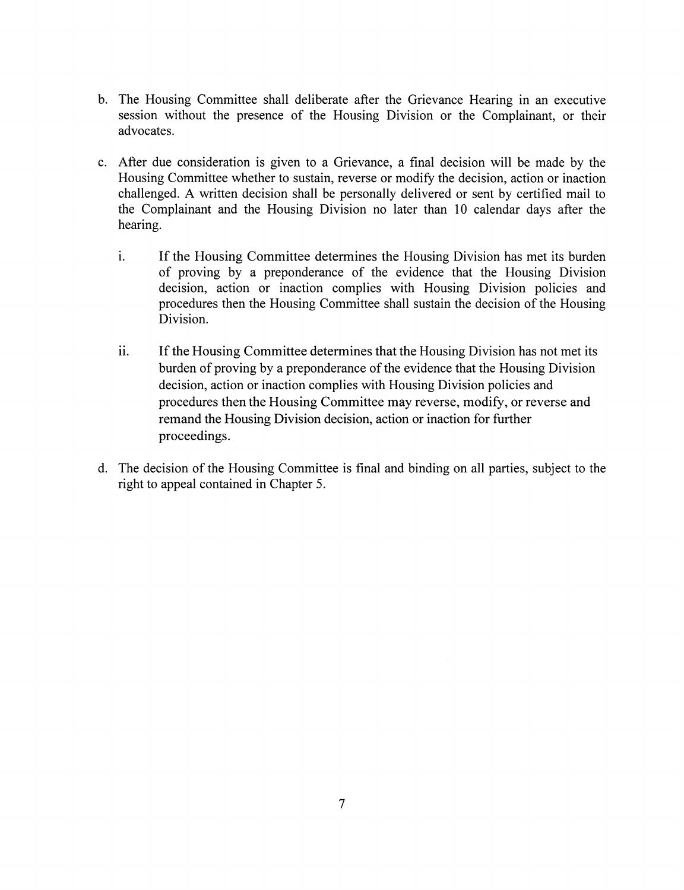b. The Housing Committee shall deliberate after the Grievance Hearing in an executive session without the presence of the Housing Division or the Complainant, or their advocates.

c. After due consideration is given to a Grievance, a final decision will be made by the Housing Committee whether to sustain, reverse or modify the decision, action or inaction challenged. A written decision shall be personally delivered or sent by certified mail to the Complainant and the Housing Division no later than 10 calendar days after the hearing.

   i. If the Housing Committee determines the Housing Division has met its burden of proving by a preponderance of the evidence that the Housing Division decision, action or inaction complies with Housing Division policies and procedures then the Housing Committee shall sustain the decision of the Housing Division.

   ii. If the Housing Committee determines that the Housing Division has not met its burden of proving by a preponderance of the evidence that the Housing Division decision, action or inaction complies with Housing Division policies and procedures then the Housing Committee may reverse, modify, or reverse and remand the Housing Division decision, action or inaction for further proceedings.

d. The decision of the Housing Committee is final and binding on all parties, subject to the right to appeal contained in Chapter 5.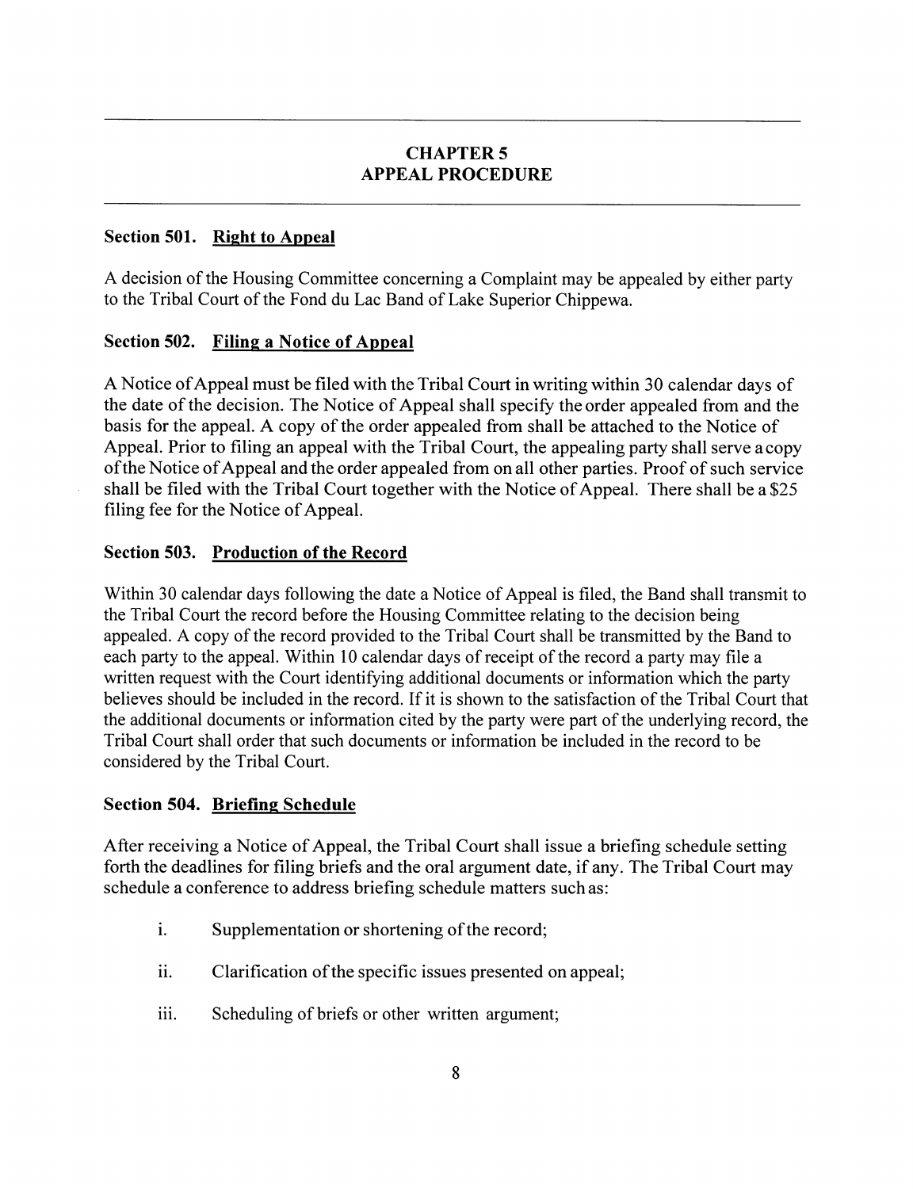## CHAPTER 5
## APPEAL PROCEDURE

### Section 501. Right to Appeal

A decision of the Housing Committee concerning a Complaint may be appealed by either party to the Tribal Court of the Fond du Lac Band of Lake Superior Chippewa.

### Section 502. Filing a Notice of Appeal

A Notice of Appeal must be filed with the Tribal Court in writing within 30 calendar days of the date of the decision. The Notice of Appeal shall specify the order appealed from and the basis for the appeal. A copy of the order appealed from shall be attached to the Notice of Appeal. Prior to filing an appeal with the Tribal Court, the appealing party shall serve a copy of the Notice of Appeal and the order appealed from on all other parties. Proof of such service shall be filed with the Tribal Court together with the Notice of Appeal. There shall be a $25 filing fee for the Notice of Appeal.

### Section 503. Production of the Record

Within 30 calendar days following the date a Notice of Appeal is filed, the Band shall transmit to the Tribal Court the record before the Housing Committee relating to the decision being appealed. A copy of the record provided to the Tribal Court shall be transmitted by the Band to each party to the appeal. Within 10 calendar days of receipt of the record a party may file a written request with the Court identifying additional documents or information which the party believes should be included in the record. If it is shown to the satisfaction of the Tribal Court that the additional documents or information cited by the party were part of the underlying record, the Tribal Court shall order that such documents or information be included in the record to be considered by the Tribal Court.

### Section 504. Briefing Schedule

After receiving a Notice of Appeal, the Tribal Court shall issue a briefing schedule setting forth the deadlines for filing briefs and the oral argument date, if any. The Tribal Court may schedule a conference to address briefing schedule matters such as:

i. Supplementation or shortening of the record;

ii. Clarification of the specific issues presented on appeal;

iii. Scheduling of briefs or other written argument;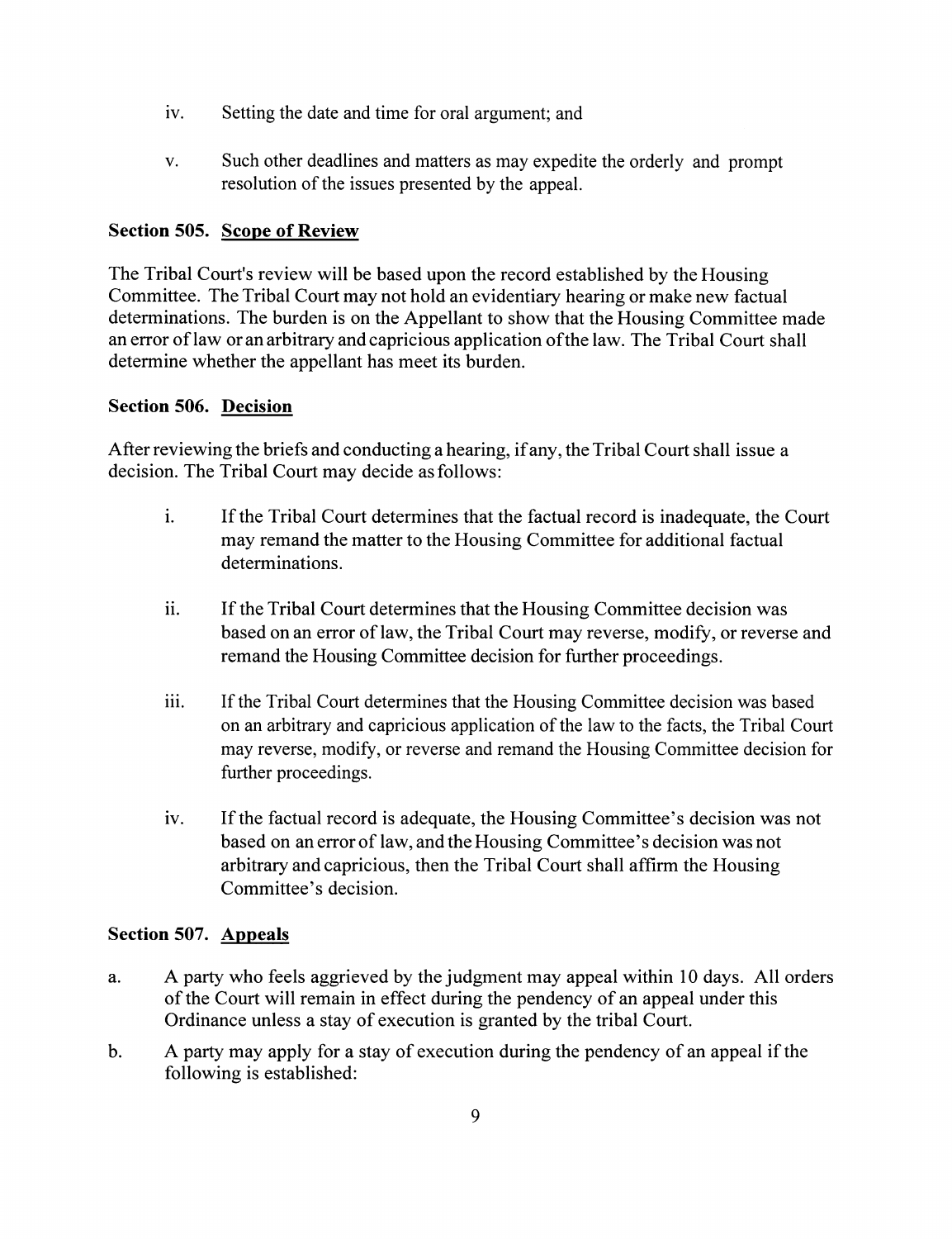iv. Setting the date and time for oral argument; and

v. Such other deadlines and matters as may expedite the orderly and prompt resolution of the issues presented by the appeal.

### Section 505. Scope of Review

The Tribal Court's review will be based upon the record established by the Housing Committee. The Tribal Court may not hold an evidentiary hearing or make new factual determinations. The burden is on the Appellant to show that the Housing Committee made an error of law or an arbitrary and capricious application of the law. The Tribal Court shall determine whether the appellant has meet its burden.

### Section 506. Decision

After reviewing the briefs and conducting a hearing, if any, the Tribal Court shall issue a decision. The Tribal Court may decide as follows:

i. If the Tribal Court determines that the factual record is inadequate, the Court may remand the matter to the Housing Committee for additional factual determinations.

ii. If the Tribal Court determines that the Housing Committee decision was based on an error of law, the Tribal Court may reverse, modify, or reverse and remand the Housing Committee decision for further proceedings.

iii. If the Tribal Court determines that the Housing Committee decision was based on an arbitrary and capricious application of the law to the facts, the Tribal Court may reverse, modify, or reverse and remand the Housing Committee decision for further proceedings.

iv. If the factual record is adequate, the Housing Committee's decision was not based on an error of law, and the Housing Committee's decision was not arbitrary and capricious, then the Tribal Court shall affirm the Housing Committee's decision.

### Section 507. Appeals

a. A party who feels aggrieved by the judgment may appeal within 10 days. All orders of the Court will remain in effect during the pendency of an appeal under this Ordinance unless a stay of execution is granted by the tribal Court.

b. A party may apply for a stay of execution during the pendency of an appeal if the following is established: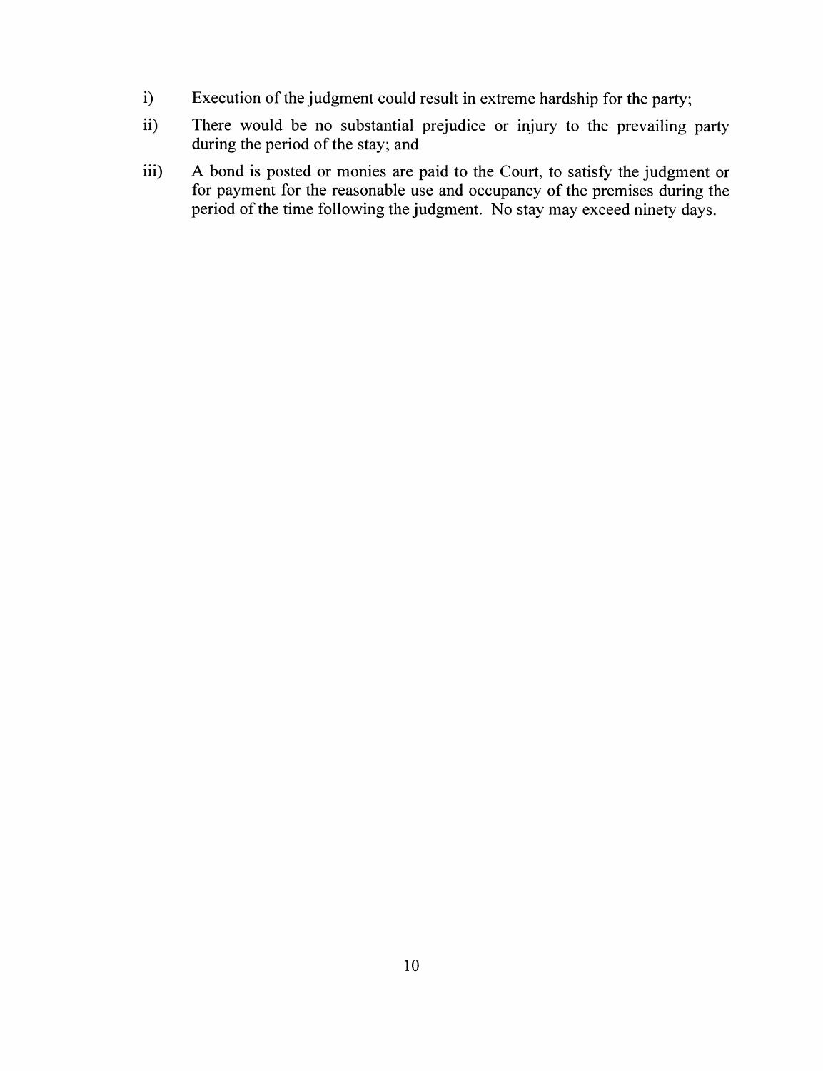i) Execution of the judgment could result in extreme hardship for the party;

ii) There would be no substantial prejudice or injury to the prevailing party during the period of the stay; and

iii) A bond is posted or monies are paid to the Court, to satisfy the judgment or for payment for the reasonable use and occupancy of the premises during the period of the time following the judgment. No stay may exceed ninety days.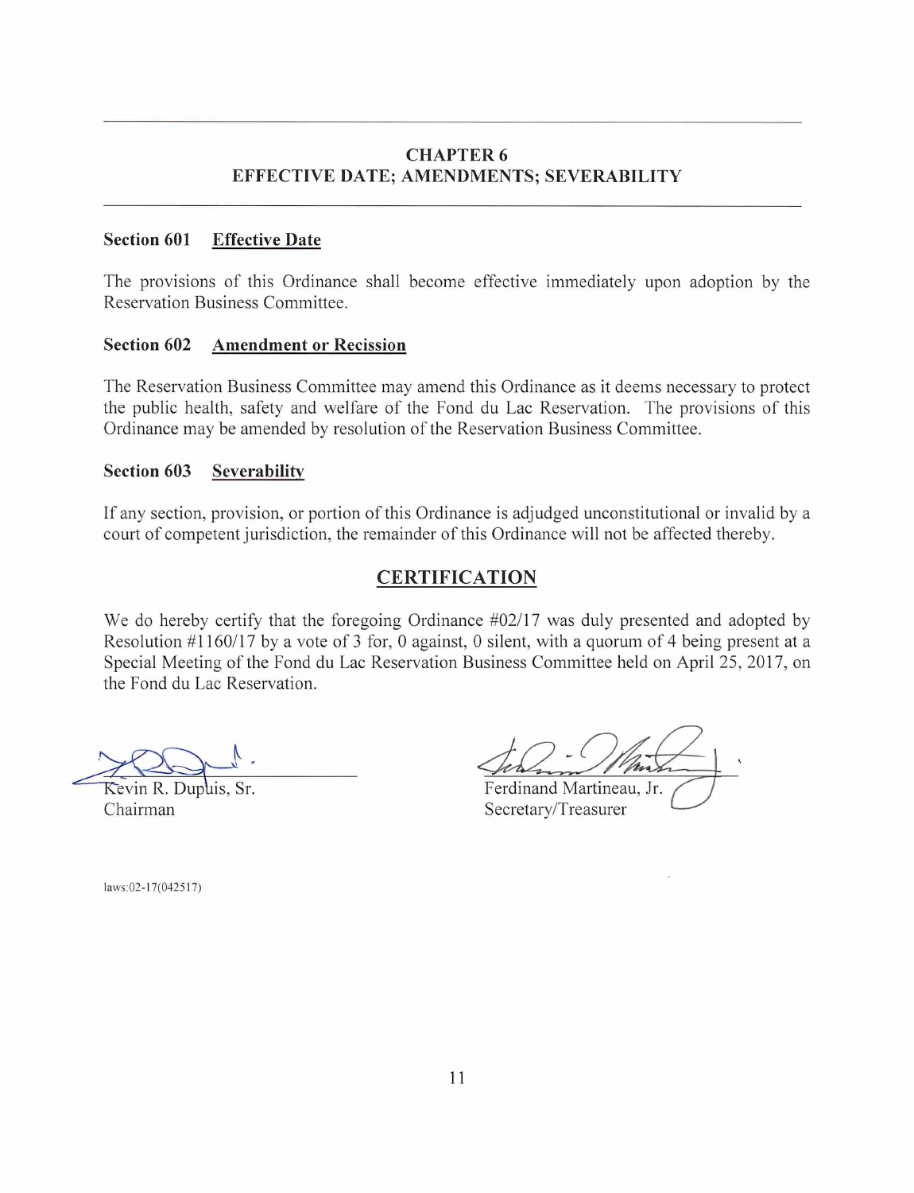## CHAPTER 6
## EFFECTIVE DATE; AMENDMENTS; SEVERABILITY

### Section 601 Effective Date

The provisions of this Ordinance shall become effective immediately upon adoption by the Reservation Business Committee.

### Section 602 Amendment or Recission

The Reservation Business Committee may amend this Ordinance as it deems necessary to protect the public health, safety and welfare of the Fond du Lac Reservation. The provisions of this Ordinance may be amended by resolution of the Reservation Business Committee.

### Section 603 Severability

If any section, provision, or portion of this Ordinance is adjudged unconstitutional or invalid by a court of competent jurisdiction, the remainder of this Ordinance will not be affected thereby.

## CERTIFICATION

We do hereby certify that the foregoing Ordinance #02/17 was duly presented and adopted by Resolution #1160/17 by a vote of 3 for, 0 against, 0 silent, with a quorum of 4 being present at a Special Meeting of the Fond du Lac Reservation Business Committee held on April 25, 2017, on the Fond du Lac Reservation.

Kevin R. Dupuis, Sr.
Chairman

Ferdinand Martineau, Jr.
Secretary/Treasurer

laws:02-17(042517)